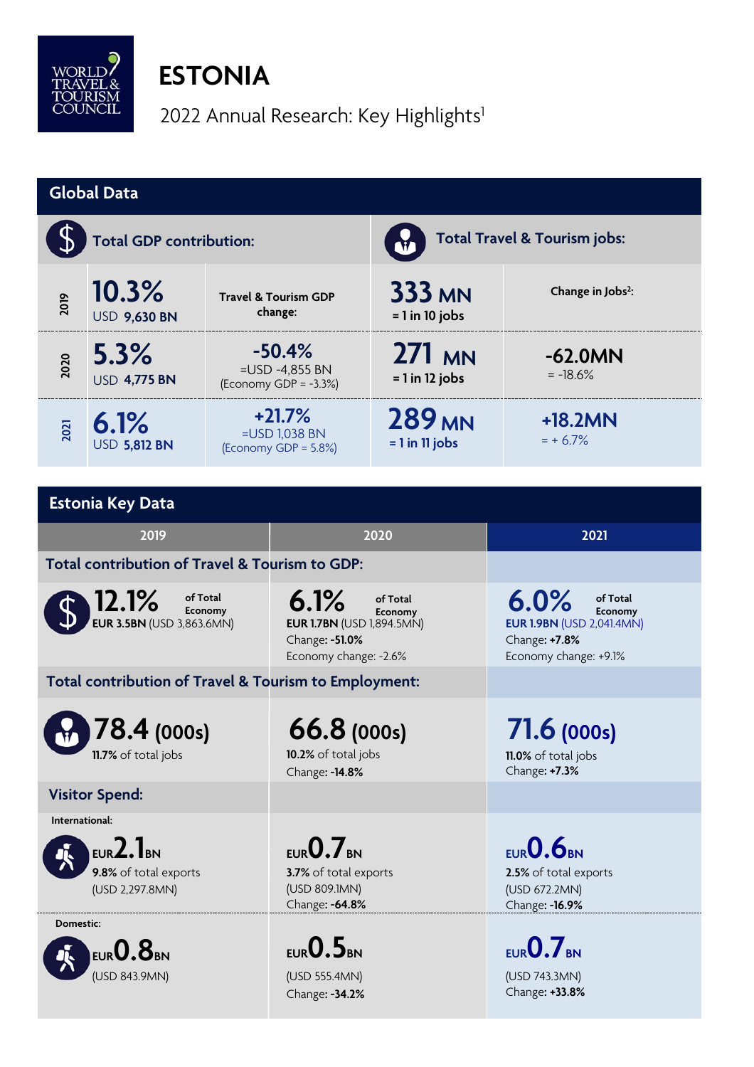# ESTONIA

2022 Annual Research: Key Highlights[1]

## Global Data

| | Total GDP contribution: | Travel & Tourism GDP change: | Total Travel & Tourism jobs: | Change in Jobs[2]: |
|---|---|---|---|---|
| 2019 | **10.3%** USD **9,630 BN** | | **333 MN** = 1 in 10 jobs | |
| 2020 | **5.3%** USD **4,775 BN** | **-50.4%** =USD -4,855 BN (Economy GDP = -3.3%) | **271 MN** = 1 in 12 jobs | **-62.0MN** = -18.6% |
| 2021 | **6.1%** USD **5,812 BN** | **+21.7%** =USD 1,038 BN (Economy GDP = 5.8%) | **289 MN** = 1 in 11 jobs | **+18.2MN** = + 6.7% |

## Estonia Key Data

| | 2019 | 2020 | 2021 |
|---|---|---|---|
| **Total contribution of Travel & Tourism to GDP:** | | | |
| | **12.1%** of Total Economy<br>**EUR 3.5BN** (USD 3,863.6MN) | **6.1%** of Total Economy<br>**EUR 1.7BN** (USD 1,894.5MN)<br>Change: **-51.0%**<br>Economy change: -2.6% | **6.0%** of Total Economy<br>**EUR 1.9BN** (USD 2,041.4MN)<br>Change: **+7.8%**<br>Economy change: +9.1% |
| **Total contribution of Travel & Tourism to Employment:** | | | |
| | **78.4 (000s)**<br>**11.7%** of total jobs | **66.8 (000s)**<br>**10.2%** of total jobs<br>Change: **-14.8%** | **71.6 (000s)**<br>**11.0%** of total jobs<br>Change: **+7.3%** |
| **Visitor Spend:** | | | |
| International: | EUR**2.1**BN<br>**9.8%** of total exports<br>(USD 2,297.8MN) | EUR**0.7**BN<br>**3.7%** of total exports<br>(USD 809.1MN)<br>Change: **-64.8%** | EUR**0.6**BN<br>**2.5%** of total exports<br>(USD 672.2MN)<br>Change: **-16.9%** |
| Domestic: | EUR**0.8**BN<br>(USD 843.9MN) | EUR**0.5**BN<br>(USD 555.4MN)<br>Change: **-34.2%** | EUR**0.7**BN<br>(USD 743.3MN)<br>Change: **+33.8%** |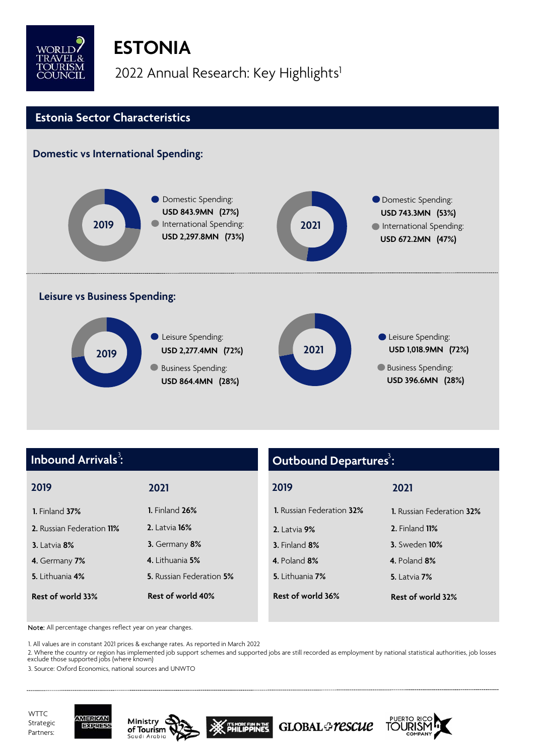# ESTONIA

2022 Annual Research: Key Highlights[1]

## Estonia Sector Characteristics

### Domestic vs International Spending:

2019

Domestic Spending: **USD 843.9MN (27%)**

International Spending: **USD 2,297.8MN (73%)**

2021

Domestic Spending: **USD 743.3MN (53%)**

International Spending: **USD 672.2MN (47%)**

### Leisure vs Business Spending:

2019

Leisure Spending: **USD 2,277.4MN (72%)**

Business Spending: **USD 864.4MN (28%)**

2021

Leisure Spending: **USD 1,018.9MN (72%)**

Business Spending: **USD 396.6MN (28%)**

## Inbound Arrivals[3]:

| 2019 | 2021 |
|---|---|
| **1.** Finland **37%** | **1.** Finland **26%** |
| **2.** Russian Federation **11%** | **2.** Latvia **16%** |
| **3.** Latvia **8%** | **3.** Germany **8%** |
| **4.** Germany **7%** | **4.** Lithuania **5%** |
| **5.** Lithuania **4%** | **5.** Russian Federation **5%** |
| **Rest of world 33%** | **Rest of world 40%** |

## Outbound Departures[3]:

| 2019 | 2021 |
|---|---|
| **1.** Russian Federation **32%** | **1.** Russian Federation **32%** |
| **2.** Latvia **9%** | **2.** Finland **11%** |
| **3.** Finland **8%** | **3.** Sweden **10%** |
| **4.** Poland **8%** | **4.** Poland **8%** |
| **5.** Lithuania **7%** | **5.** Latvia **7%** |
| **Rest of world 36%** | **Rest of world 32%** |

Note: All percentage changes reflect year on year changes.

1. All values are in constant 2021 prices & exchange rates. As reported in March 2022
2. Where the country or region has implemented job support schemes and supported jobs are still recorded as employment by national statistical authorities, job losses exclude those supported jobs (where known)
3. Source: Oxford Economics, national sources and UNWTO

WTTC Strategic Partners: